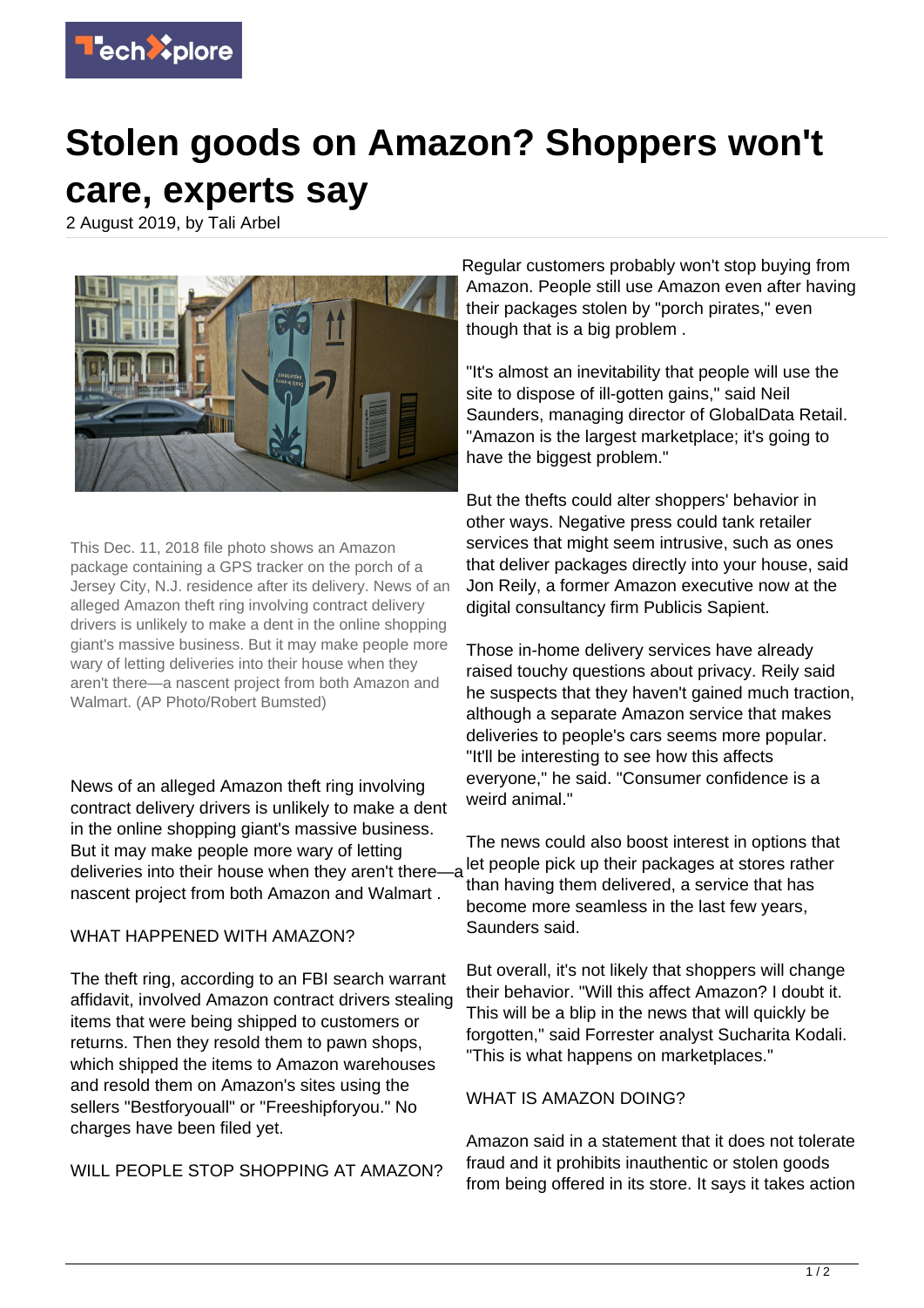# Stolen goods on Amazon? Shoppers won't care, experts say

2 August 2019, by Tali Arbel

This Dec. 11, 2018 file photo shows an Amazon package containing a GPS tracker on the porch of a Jersey City, N.J. residence after its delivery. News of an alleged Amazon theft ring involving contract delivery drivers is unlikely to make a dent in the online shopping giant's massive business. But it may make people more wary of letting deliveries into their house when they aren't there—a nascent project from both Amazon and Walmart. (AP Photo/Robert Bumsted)

News of an alleged Amazon theft ring involving contract delivery drivers is unlikely to make a dent in the online shopping giant's massive business. But it may make people more wary of letting deliveries into their house when they aren't there—a nascent project from both Amazon and Walmart .

WHAT HAPPENED WITH AMAZON?

The theft ring, according to an FBI search warrant affidavit, involved Amazon contract drivers stealing items that were being shipped to customers or returns. Then they resold them to pawn shops, which shipped the items to Amazon warehouses and resold them on Amazon's sites using the sellers "Bestforyouall" or "Freeshipforyou." No charges have been filed yet.

WILL PEOPLE STOP SHOPPING AT AMAZON?

Regular customers probably won't stop buying from Amazon. People still use Amazon even after having their packages stolen by "porch pirates," even though that is a big problem .

"It's almost an inevitability that people will use the site to dispose of ill-gotten gains," said Neil Saunders, managing director of GlobalData Retail. "Amazon is the largest marketplace; it's going to have the biggest problem."

But the thefts could alter shoppers' behavior in other ways. Negative press could tank retailer services that might seem intrusive, such as ones that deliver packages directly into your house, said Jon Reily, a former Amazon executive now at the digital consultancy firm Publicis Sapient.

Those in-home delivery services have already raised touchy questions about privacy. Reily said he suspects that they haven't gained much traction, although a separate Amazon service that makes deliveries to people's cars seems more popular. "It'll be interesting to see how this affects everyone," he said. "Consumer confidence is a weird animal."

The news could also boost interest in options that let people pick up their packages at stores rather than having them delivered, a service that has become more seamless in the last few years, Saunders said.

But overall, it's not likely that shoppers will change their behavior. "Will this affect Amazon? I doubt it. This will be a blip in the news that will quickly be forgotten," said Forrester analyst Sucharita Kodali. "This is what happens on marketplaces."

WHAT IS AMAZON DOING?

Amazon said in a statement that it does not tolerate fraud and it prohibits inauthentic or stolen goods from being offered in its store. It says it takes action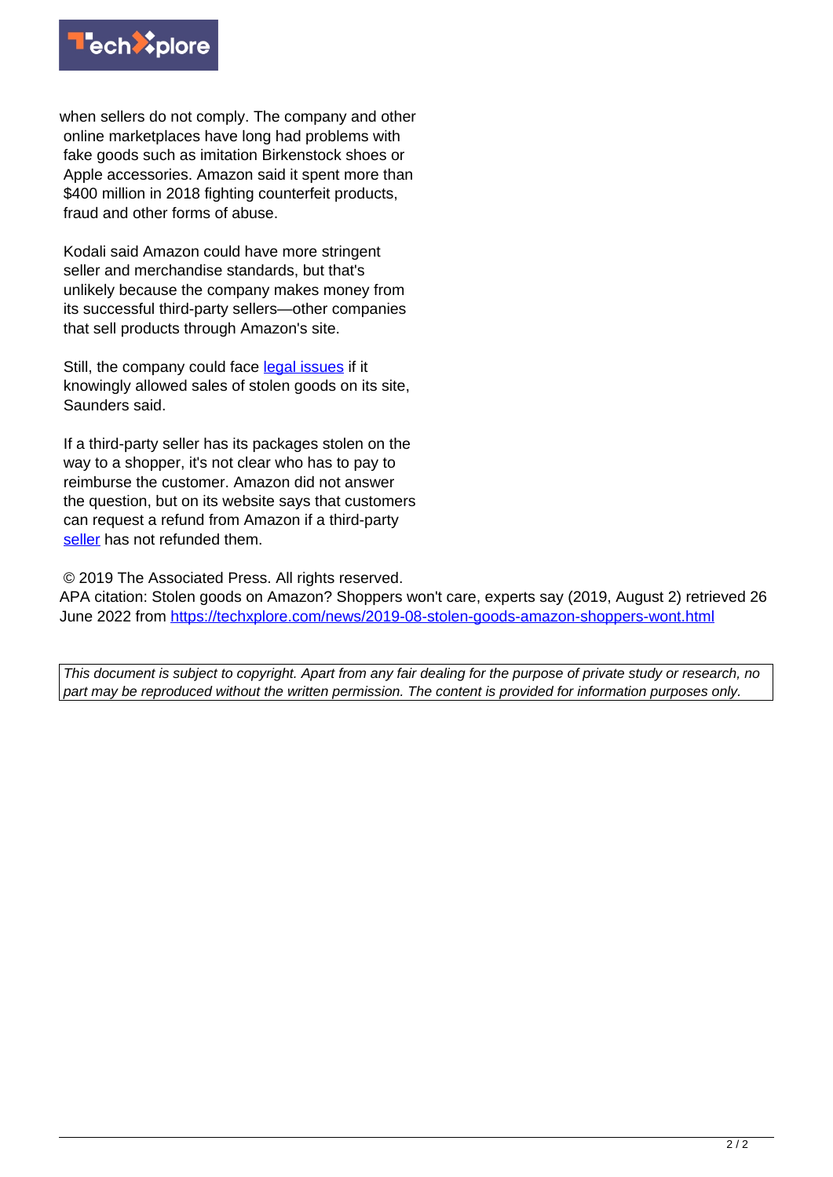when sellers do not comply. The company and other online marketplaces have long had problems with fake goods such as imitation Birkenstock shoes or Apple accessories. Amazon said it spent more than $400 million in 2018 fighting counterfeit products, fraud and other forms of abuse.

Kodali said Amazon could have more stringent seller and merchandise standards, but that's unlikely because the company makes money from its successful third-party sellers—other companies that sell products through Amazon's site.

Still, the company could face legal issues if it knowingly allowed sales of stolen goods on its site, Saunders said.

If a third-party seller has its packages stolen on the way to a shopper, it's not clear who has to pay to reimburse the customer. Amazon did not answer the question, but on its website says that customers can request a refund from Amazon if a third-party seller has not refunded them.

© 2019 The Associated Press. All rights reserved.

APA citation: Stolen goods on Amazon? Shoppers won't care, experts say (2019, August 2) retrieved 26 June 2022 from https://techxplore.com/news/2019-08-stolen-goods-amazon-shoppers-wont.html

*This document is subject to copyright. Apart from any fair dealing for the purpose of private study or research, no part may be reproduced without the written permission. The content is provided for information purposes only.*